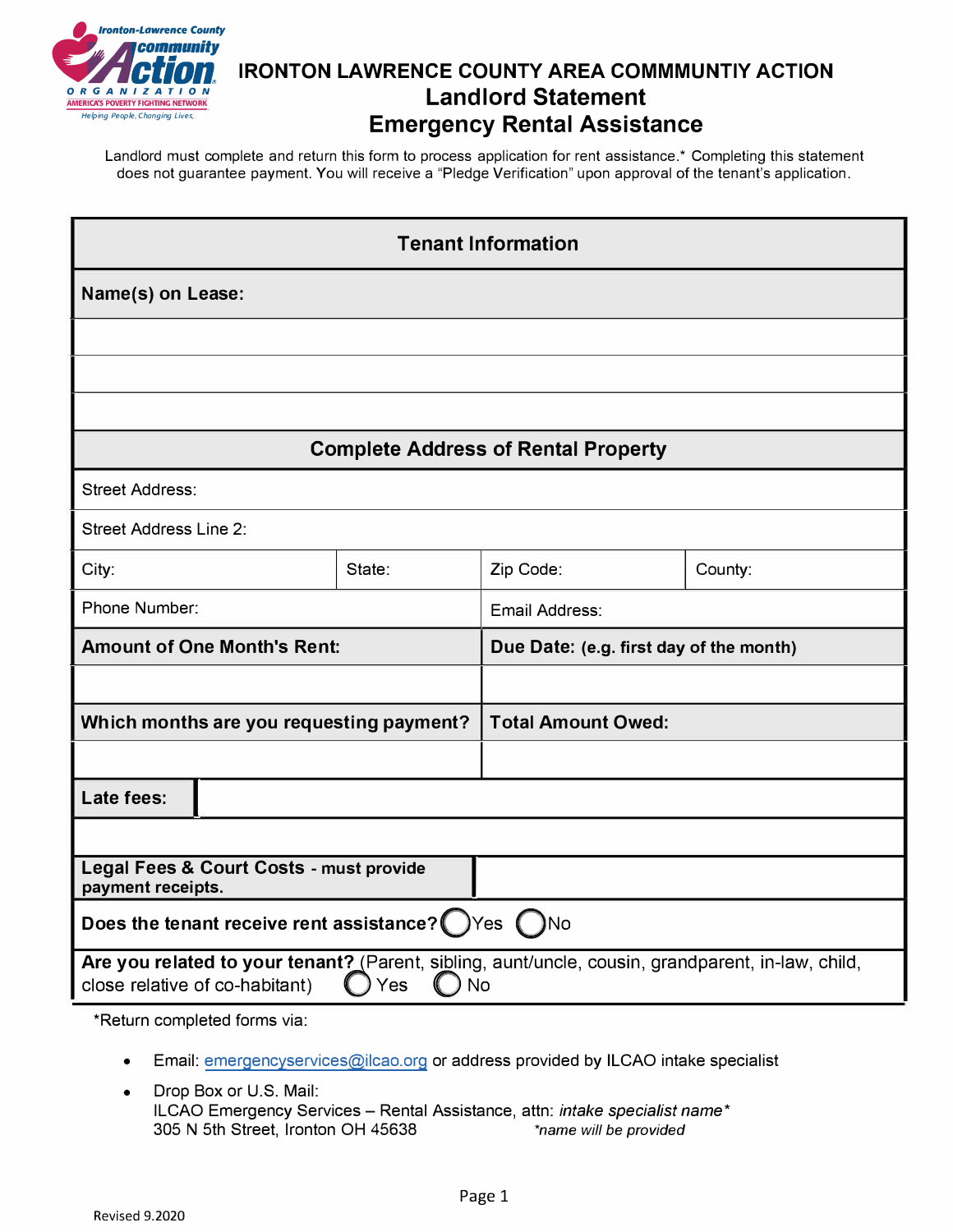# IRONTON LAWRENCE COUNTY AREA COMMMUNTIY ACTION

## Landlord Statement

## Emergency Rental Assistance

Landlord must complete and return this form to process application for rent assistance.* Completing this statement does not guarantee payment. You will receive a "Pledge Verification" upon approval of the tenant's application.

| **Tenant Information** | | | |
|---|---|---|---|
| **Name(s) on Lease:** | | | |
| | | | |
| | | | |
| | | | |
| **Complete Address of Rental Property** | | | |
| Street Address: | | | |
| Street Address Line 2: | | | |
| City: | State: | Zip Code: | County: |
| Phone Number: | | Email Address: | |
| **Amount of One Month's Rent:** | | **Due Date: (e.g. first day of the month)** | |
| | | | |
| **Which months are you requesting payment?** | | **Total Amount Owed:** | |
| | | | |
| **Late fees:** | | | |
| | | | |
| **Legal Fees & Court Costs - must provide payment receipts.** | | | |
| **Does the tenant receive rent assistance?** ◯ Yes ◯ No | | | |
| **Are you related to your tenant?** (Parent, sibling, aunt/uncle, cousin, grandparent, in-law, child, close relative of co-habitant) ◯ Yes ◯ No | | | |

*Return completed forms via:

- Email: emergencyservices@ilcao.org or address provided by ILCAO intake specialist
- Drop Box or U.S. Mail:
  ILCAO Emergency Services – Rental Assistance, attn: *intake specialist name**
  305 N 5th Street, Ironton OH 45638 *\*name will be provided*

Revised 9.2020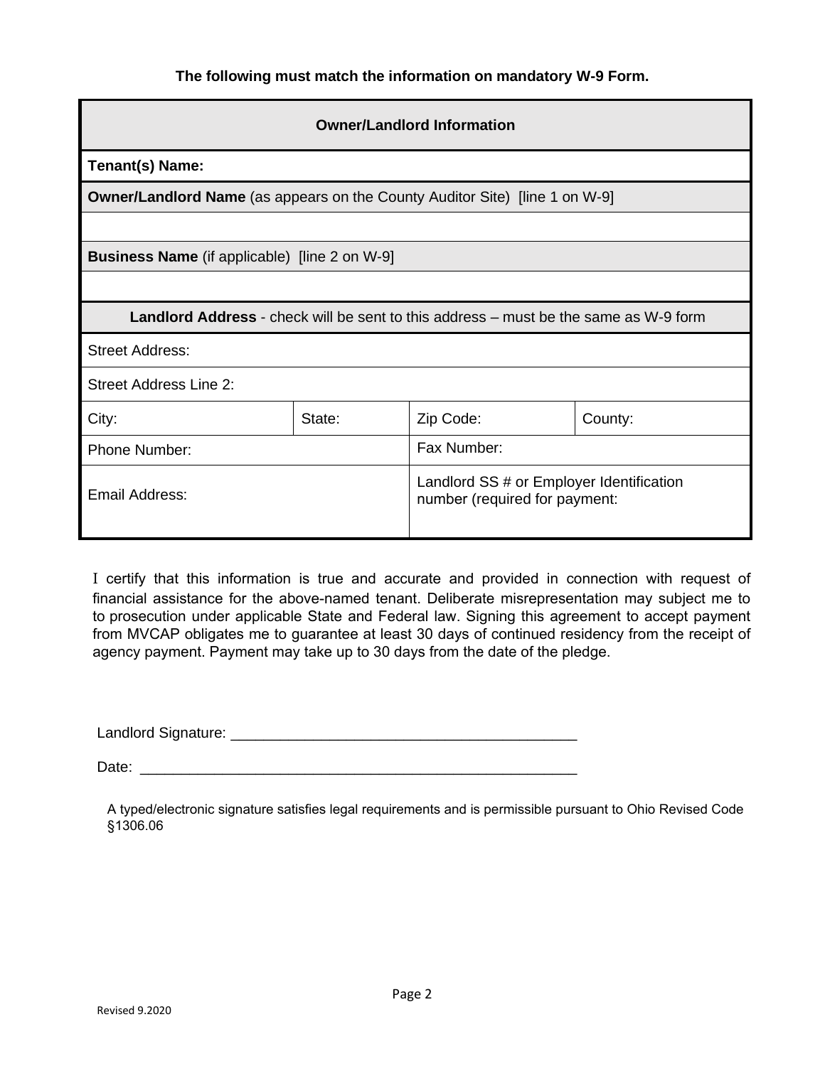**The following must match the information on mandatory W-9 Form.**

| **Owner/Landlord Information** | | | |
|---|---|---|---|
| **Tenant(s) Name:** | | | |
| **Owner/Landlord Name** (as appears on the County Auditor Site) [line 1 on W-9] | | | |
| | | | |
| **Business Name** (if applicable) [line 2 on W-9] | | | |
| | | | |
| **Landlord Address** - check will be sent to this address – must be the same as W-9 form | | | |
| Street Address: | | | |
| Street Address Line 2: | | | |
| City: | State: | Zip Code: | County: |
| Phone Number: | | Fax Number: | |
| Email Address: | | Landlord SS # or Employer Identification number (required for payment: | |

I certify that this information is true and accurate and provided in connection with request of financial assistance for the above-named tenant. Deliberate misrepresentation may subject me to to prosecution under applicable State and Federal law. Signing this agreement to accept payment from MVCAP obligates me to guarantee at least 30 days of continued residency from the receipt of agency payment. Payment may take up to 30 days from the date of the pledge.

Landlord Signature: ___________________________________________

Date: ________________________________________________________

A typed/electronic signature satisfies legal requirements and is permissible pursuant to Ohio Revised Code §1306.06

Revised 9.2020